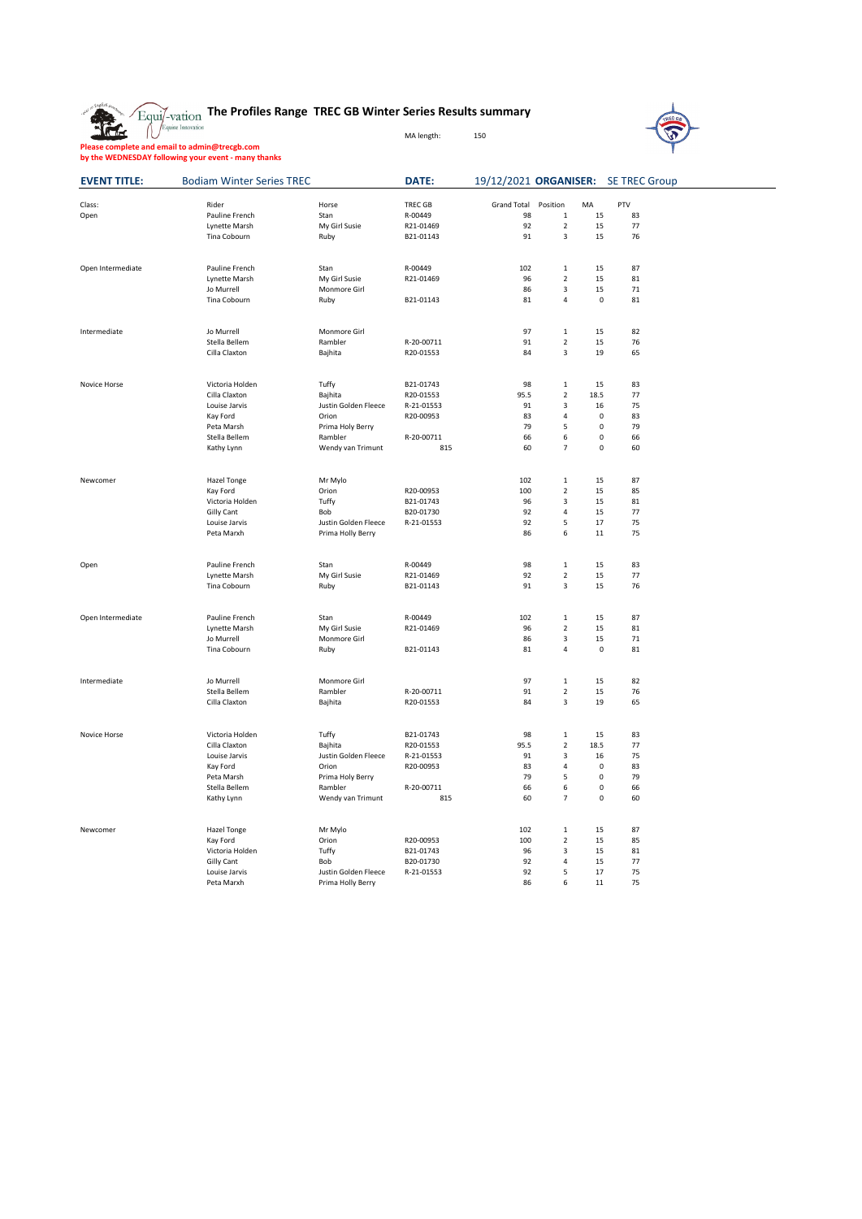# The Profiles Range TREC GB Winter Series Results summary

MA length: 150

**Please complete and email to admin@trecgb.com**
**by the WEDNESDAY following your event - many thanks**

| **EVENT TITLE:** | Bodiam Winter Series TREC | | **DATE:** | 19/12/2021 **ORGANISER:** | SE TREC Group | | |
|---|---|---|---|---|---|---|---|
| Class: | Rider | Horse | TREC GB | Grand Total | Position | MA | PTV |
| Open | Pauline French | Stan | R-00449 | 98 | 1 | 15 | 83 |
| | Lynette Marsh | My Girl Susie | R21-01469 | 92 | 2 | 15 | 77 |
| | Tina Cobourn | Ruby | B21-01143 | 91 | 3 | 15 | 76 |
| Open Intermediate | Pauline French | Stan | R-00449 | 102 | 1 | 15 | 87 |
| | Lynette Marsh | My Girl Susie | R21-01469 | 96 | 2 | 15 | 81 |
| | Jo Murrell | Monmore Girl | | 86 | 3 | 15 | 71 |
| | Tina Cobourn | Ruby | B21-01143 | 81 | 4 | 0 | 81 |
| Intermediate | Jo Murrell | Monmore Girl | | 97 | 1 | 15 | 82 |
| | Stella Bellem | Rambler | R-20-00711 | 91 | 2 | 15 | 76 |
| | Cilla Claxton | Bajhita | R20-01553 | 84 | 3 | 19 | 65 |
| Novice Horse | Victoria Holden | Tuffy | B21-01743 | 98 | 1 | 15 | 83 |
| | Cilla Claxton | Bajhita | R20-01553 | 95.5 | 2 | 18.5 | 77 |
| | Louise Jarvis | Justin Golden Fleece | R-21-01553 | 91 | 3 | 16 | 75 |
| | Kay Ford | Orion | R20-00953 | 83 | 4 | 0 | 83 |
| | Peta Marsh | Prima Holy Berry | | 79 | 5 | 0 | 79 |
| | Stella Bellem | Rambler | R-20-00711 | 66 | 6 | 0 | 66 |
| | Kathy Lynn | Wendy van Trimunt | 815 | 60 | 7 | 0 | 60 |
| Newcomer | Hazel Tonge | Mr Mylo | | 102 | 1 | 15 | 87 |
| | Kay Ford | Orion | R20-00953 | 100 | 2 | 15 | 85 |
| | Victoria Holden | Tuffy | B21-01743 | 96 | 3 | 15 | 81 |
| | Gilly Cant | Bob | B20-01730 | 92 | 4 | 15 | 77 |
| | Louise Jarvis | Justin Golden Fleece | R-21-01553 | 92 | 5 | 17 | 75 |
| | Peta Marxh | Prima Holly Berry | | 86 | 6 | 11 | 75 |
| Open | Pauline French | Stan | R-00449 | 98 | 1 | 15 | 83 |
| | Lynette Marsh | My Girl Susie | R21-01469 | 92 | 2 | 15 | 77 |
| | Tina Cobourn | Ruby | B21-01143 | 91 | 3 | 15 | 76 |
| Open Intermediate | Pauline French | Stan | R-00449 | 102 | 1 | 15 | 87 |
| | Lynette Marsh | My Girl Susie | R21-01469 | 96 | 2 | 15 | 81 |
| | Jo Murrell | Monmore Girl | | 86 | 3 | 15 | 71 |
| | Tina Cobourn | Ruby | B21-01143 | 81 | 4 | 0 | 81 |
| Intermediate | Jo Murrell | Monmore Girl | | 97 | 1 | 15 | 82 |
| | Stella Bellem | Rambler | R-20-00711 | 91 | 2 | 15 | 76 |
| | Cilla Claxton | Bajhita | R20-01553 | 84 | 3 | 19 | 65 |
| Novice Horse | Victoria Holden | Tuffy | B21-01743 | 98 | 1 | 15 | 83 |
| | Cilla Claxton | Bajhita | R20-01553 | 95.5 | 2 | 18.5 | 77 |
| | Louise Jarvis | Justin Golden Fleece | R-21-01553 | 91 | 3 | 16 | 75 |
| | Kay Ford | Orion | R20-00953 | 83 | 4 | 0 | 83 |
| | Peta Marsh | Prima Holy Berry | | 79 | 5 | 0 | 79 |
| | Stella Bellem | Rambler | R-20-00711 | 66 | 6 | 0 | 66 |
| | Kathy Lynn | Wendy van Trimunt | 815 | 60 | 7 | 0 | 60 |
| Newcomer | Hazel Tonge | Mr Mylo | | 102 | 1 | 15 | 87 |
| | Kay Ford | Orion | R20-00953 | 100 | 2 | 15 | 85 |
| | Victoria Holden | Tuffy | B21-01743 | 96 | 3 | 15 | 81 |
| | Gilly Cant | Bob | B20-01730 | 92 | 4 | 15 | 77 |
| | Louise Jarvis | Justin Golden Fleece | R-21-01553 | 92 | 5 | 17 | 75 |
| | Peta Marxh | Prima Holly Berry | | 86 | 6 | 11 | 75 |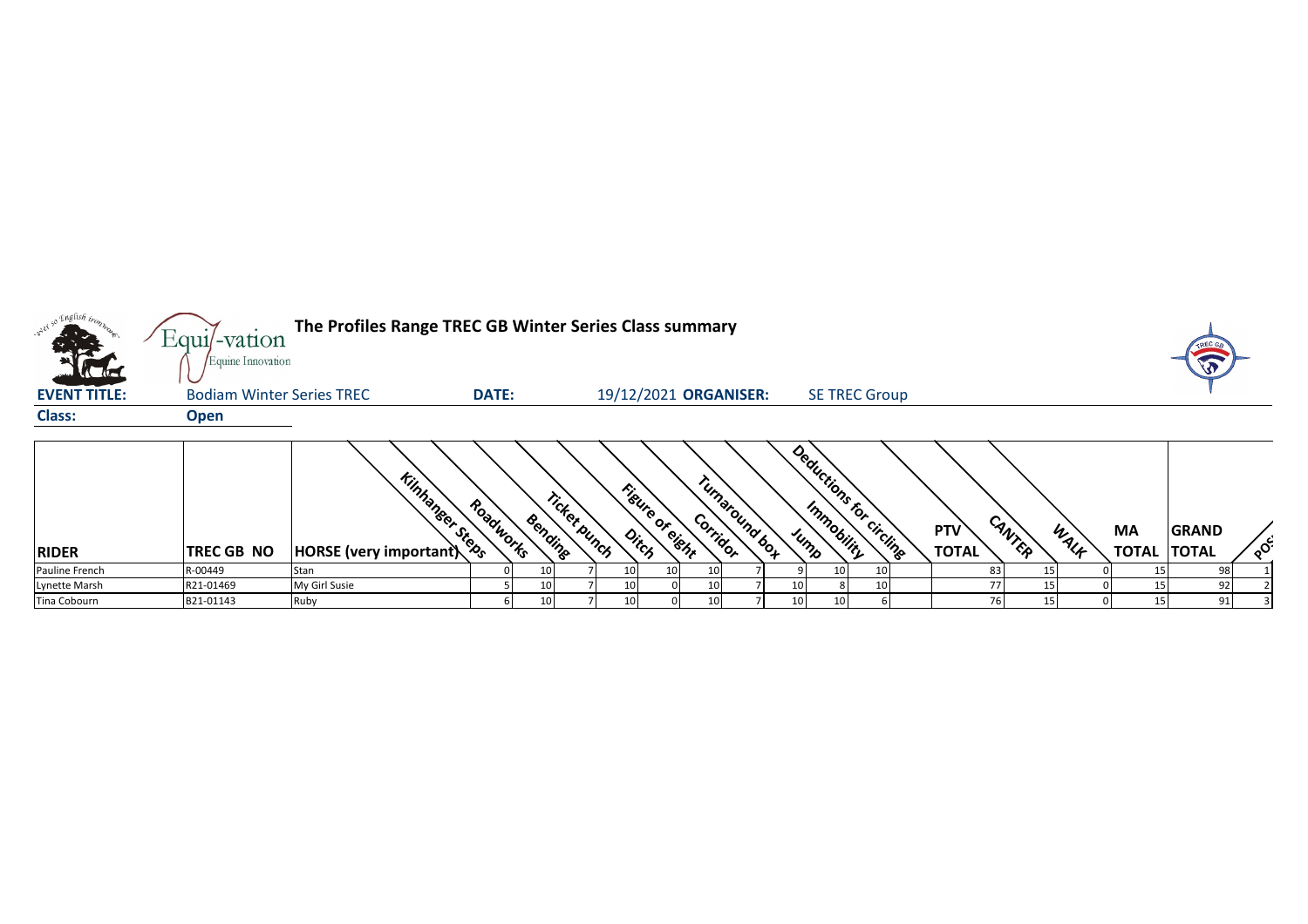# The Profiles Range TREC GB Winter Series Class summary

**EVENT TITLE:** Bodiam Winter Series TREC **DATE:** 19/12/2021 **ORGANISER:** SE TREC Group

**Class:** Open

| RIDER | TREC GB NO | HORSE (very important) | Kilnhanger Steps | Roadworks | Bending | Ticket punch | Ditch | Figure of eight | Corridor | Turnaround box | Jump | Immobility | Deductions for circling | PTV TOTAL | CANTER | WALK | MA TOTAL | GRAND TOTAL | POS |
|---|---|---|---|---|---|---|---|---|---|---|---|---|---|---|---|---|---|---|---|
| Pauline French | R-00449 | Stan | 0 | 10 | 7 | 10 | 10 | 10 | 7 | 9 | 10 | 10 | | 83 | 15 | 0 | 15 | 98 | 1 |
| Lynette Marsh | R21-01469 | My Girl Susie | 5 | 10 | 7 | 10 | 0 | 10 | 7 | 10 | 8 | 10 | | 77 | 15 | 0 | 15 | 92 | 2 |
| Tina Cobourn | B21-01143 | Ruby | 6 | 10 | 7 | 10 | 0 | 10 | 7 | 10 | 10 | 6 | | 76 | 15 | 0 | 15 | 91 | 3 |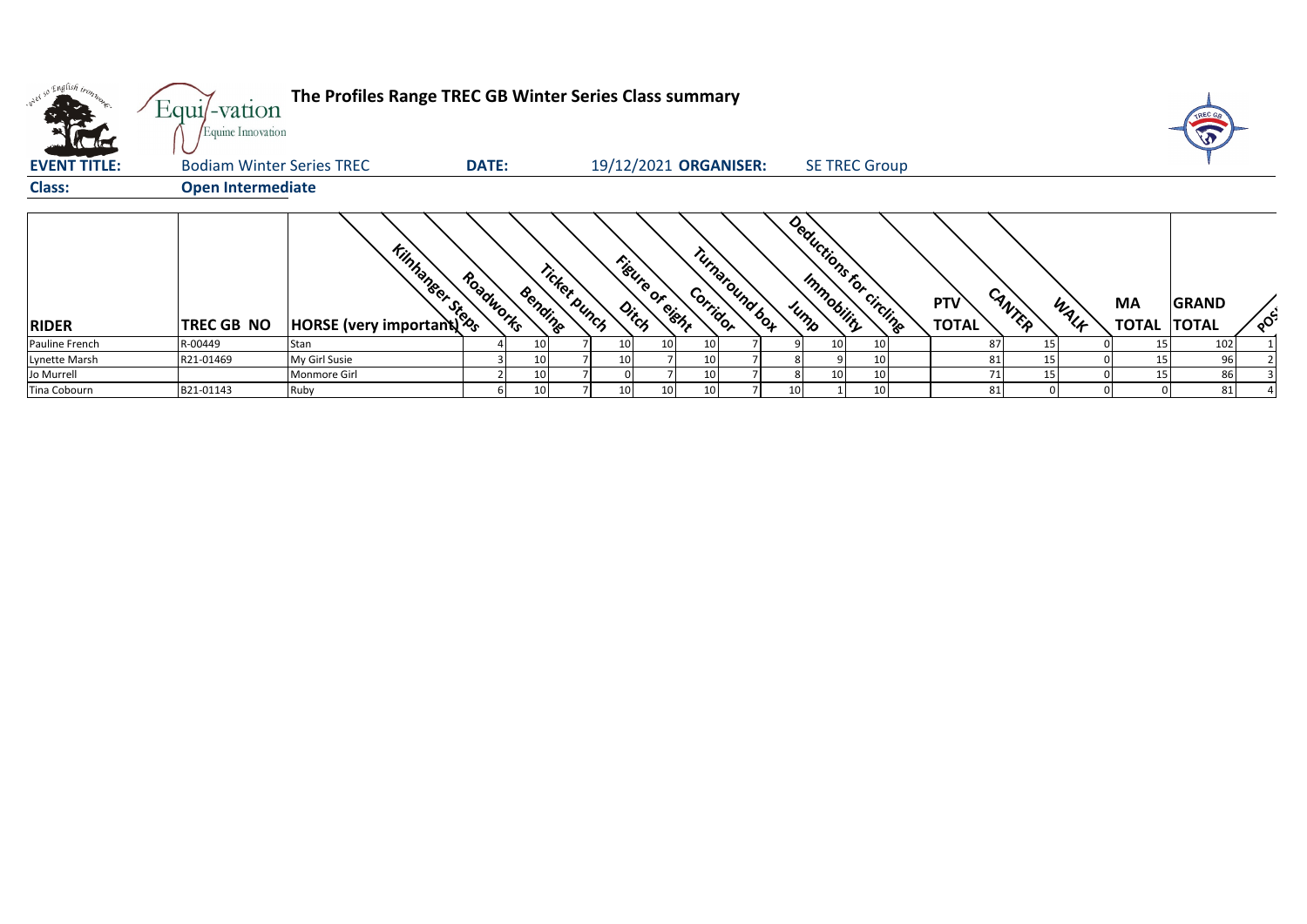# The Profiles Range TREC GB Winter Series Class summary

**EVENT TITLE:** Bodiam Winter Series TREC **DATE:** 19/12/2021 **ORGANISER:** SE TREC Group

**Class:** Open Intermediate

| RIDER | TREC GB NO | HORSE (very important) | Kilnhanger Steps | Roadworks | Bending | Ticket punch | Ditch | Figure of eight | Corridor | Turnaround box | Jump | Immobility | Deductions for circling | PTV TOTAL | CANTER | WALK | MA TOTAL | GRAND TOTAL | POS |
|---|---|---|---|---|---|---|---|---|---|---|---|---|---|---|---|---|---|---|---|
| Pauline French | R-00449 | Stan | 4 | 10 | 7 | 10 | 10 | 10 | 7 | 9 | 10 | 10 | | 87 | 15 | 0 | 15 | 102 | 1 |
| Lynette Marsh | R21-01469 | My Girl Susie | 3 | 10 | 7 | 10 | 7 | 10 | 7 | 8 | 9 | 10 | | 81 | 15 | 0 | 15 | 96 | 2 |
| Jo Murrell | | Monmore Girl | 2 | 10 | 7 | 0 | 7 | 10 | 7 | 8 | 10 | 10 | | 71 | 15 | 0 | 15 | 86 | 3 |
| Tina Cobourn | B21-01143 | Ruby | 6 | 10 | 7 | 10 | 10 | 10 | 7 | 10 | 1 | 10 | | 81 | 0 | 0 | 0 | 81 | 4 |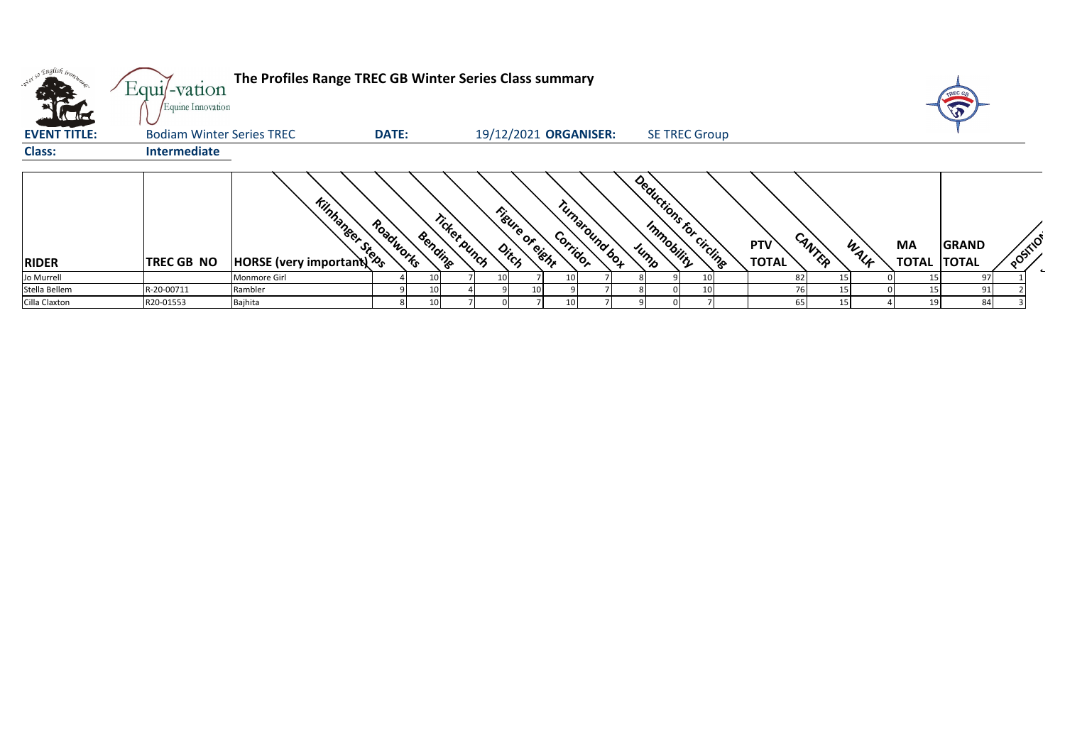# The Profiles Range TREC GB Winter Series Class summary

**EVENT TITLE:** Bodiam Winter Series TREC **DATE:** 19/12/2021 **ORGANISER:** SE TREC Group

**Class:** Intermediate

| RIDER | TREC GB NO | HORSE (very important) | Kilnhanger Steps | Roadworks | Bending | Ticket punch | Ditch | Figure of eight | Corridor | Turnaround box | Jump | Immobility | Deductions for circling | PTV TOTAL | CANTER | WALK | MA TOTAL | GRAND TOTAL | POSITION |
|---|---|---|---|---|---|---|---|---|---|---|---|---|---|---|---|---|---|---|---|
| Jo Murrell | | Monmore Girl | 4 | 10 | 7 | 10 | 7 | 10 | 7 | 8 | 9 | 10 | | 82 | 15 | 0 | 15 | 97 | 1 |
| Stella Bellem | R-20-00711 | Rambler | 9 | 10 | 4 | 9 | 10 | 9 | 7 | 8 | 0 | 10 | | 76 | 15 | 0 | 15 | 91 | 2 |
| Cilla Claxton | R20-01553 | Bajhita | 8 | 10 | 7 | 0 | 7 | 10 | 7 | 9 | 0 | 7 | | 65 | 15 | 4 | 19 | 84 | 3 |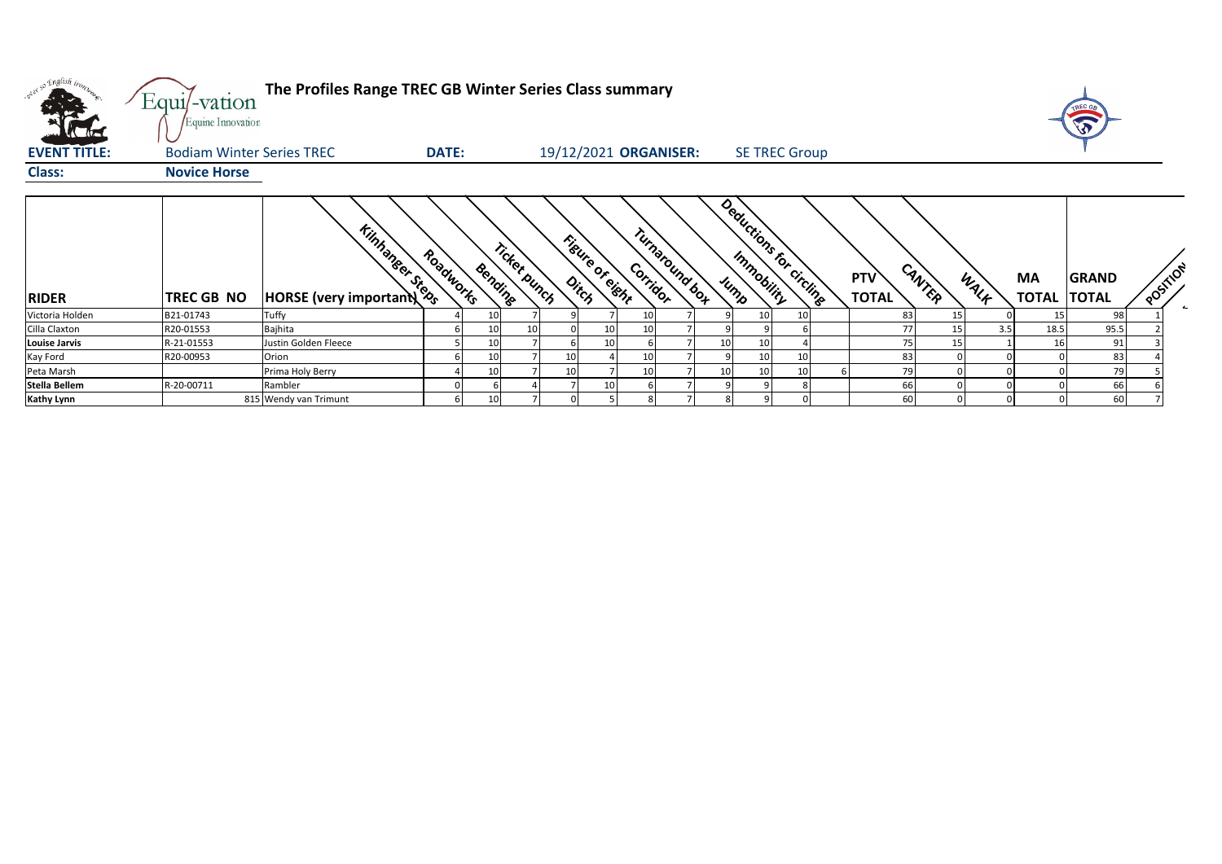# The Profiles Range TREC GB Winter Series Class summary

**EVENT TITLE:** Bodiam Winter Series TREC **DATE:** 19/12/2021 **ORGANISER:** SE TREC Group

**Class:** Novice Horse

| RIDER | TREC GB NO | HORSE (very important) | Kilnhanger Steps | Roadworks | Bending | Ticket punch | Ditch | Figure of eight | Corridor | Turnaround box | Jump | Immobility | Deductions for circling | PTV TOTAL | CANTER | WALK | MA TOTAL | GRAND TOTAL | POSITION |
|---|---|---|---|---|---|---|---|---|---|---|---|---|---|---|---|---|---|---|---|
| Victoria Holden | B21-01743 | Tuffy | 4 | 10 | 7 | 9 | 7 | 10 | 7 | 9 | 10 | 10 | | 83 | 15 | 0 | 15 | 98 | 1 |
| Cilla Claxton | R20-01553 | Bajhita | 6 | 10 | 10 | 0 | 10 | 10 | 7 | 9 | 9 | 6 | | 77 | 15 | 3.5 | 18.5 | 95.5 | 2 |
| **Louise Jarvis** | R-21-01553 | Justin Golden Fleece | 5 | 10 | 7 | 6 | 10 | 6 | 7 | 10 | 10 | 4 | | 75 | 15 | 1 | 16 | 91 | 3 |
| Kay Ford | R20-00953 | Orion | 6 | 10 | 7 | 10 | 4 | 10 | 7 | 9 | 10 | 10 | | 83 | 0 | 0 | 0 | 83 | 4 |
| Peta Marsh | | Prima Holy Berry | 4 | 10 | 7 | 10 | 7 | 10 | 7 | 10 | 10 | 10 | 6 | 79 | 0 | 0 | 0 | 79 | 5 |
| **Stella Bellem** | R-20-00711 | Rambler | 0 | 6 | 4 | 7 | 10 | 6 | 7 | 9 | 9 | 8 | | 66 | 0 | 0 | 0 | 66 | 6 |
| **Kathy Lynn** | 815 | Wendy van Trimunt | 6 | 10 | 7 | 0 | 5 | 8 | 7 | 8 | 9 | 0 | | 60 | 0 | 0 | 0 | 60 | 7 |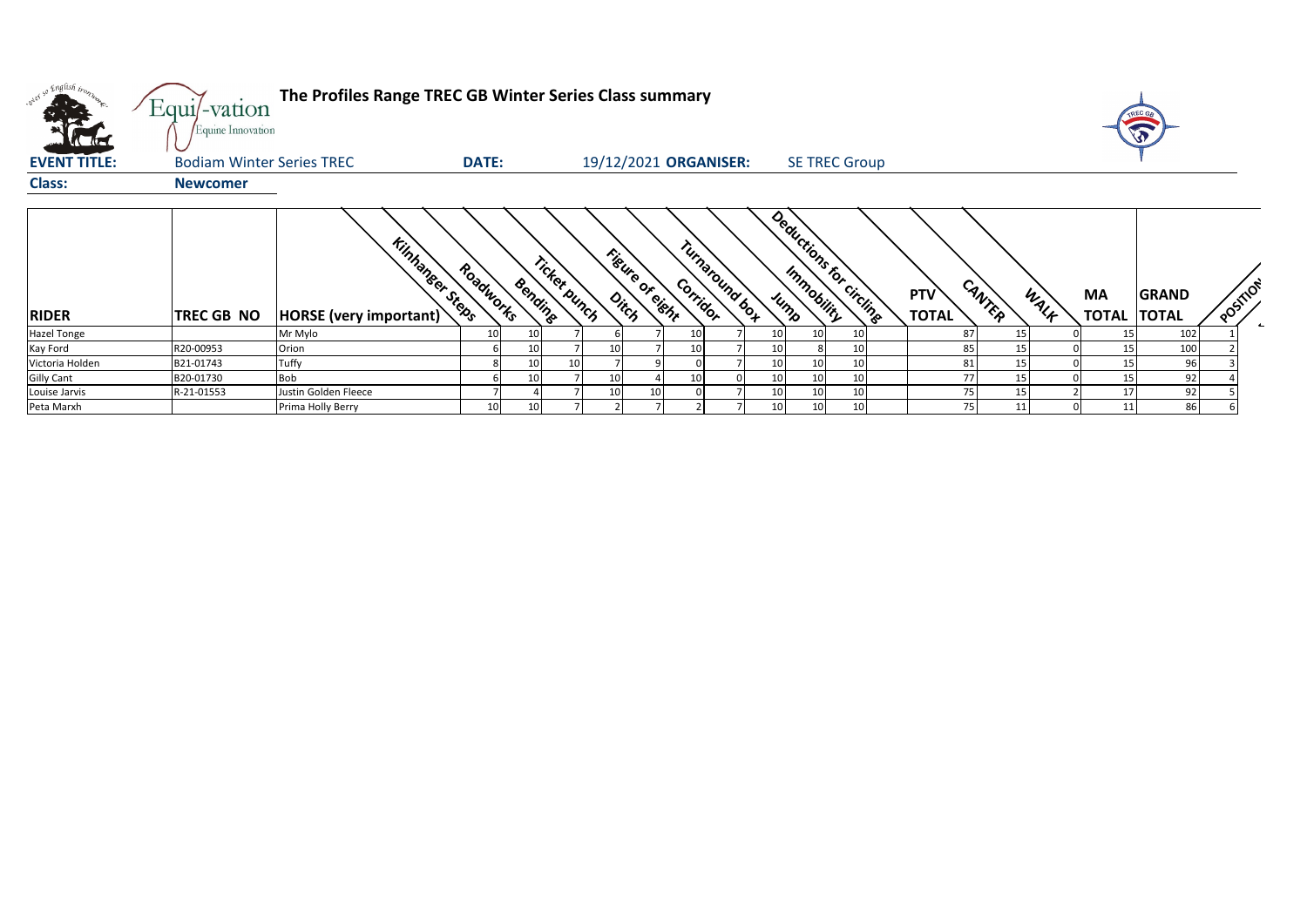# The Profiles Range TREC GB Winter Series Class summary

**EVENT TITLE:** Bodiam Winter Series TREC **DATE:** 19/12/2021 **ORGANISER:** SE TREC Group

**Class:** Newcomer

| RIDER | TREC GB NO | HORSE (very important) | Kilnhanger Steps | Roadworks | Bending | Ticket punch | Ditch | Figure of eight | Corridor | Turnaround box | Jump | Immobility | Deductions for circling | PTV TOTAL | CANTER | WALK | MA TOTAL | GRAND TOTAL | POSITION |
|---|---|---|---|---|---|---|---|---|---|---|---|---|---|---|---|---|---|---|---|
| Hazel Tonge | | Mr Mylo | 10 | 10 | 7 | 6 | 7 | 10 | 7 | 10 | 10 | 10 | | 87 | 15 | 0 | 15 | 102 | 1 |
| Kay Ford | R20-00953 | Orion | 6 | 10 | 7 | 10 | 7 | 10 | 7 | 10 | 8 | 10 | | 85 | 15 | 0 | 15 | 100 | 2 |
| Victoria Holden | B21-01743 | Tuffy | 8 | 10 | 10 | 7 | 9 | 0 | 7 | 10 | 10 | 10 | | 81 | 15 | 0 | 15 | 96 | 3 |
| Gilly Cant | B20-01730 | Bob | 6 | 10 | 7 | 10 | 4 | 10 | 0 | 10 | 10 | 10 | | 77 | 15 | 0 | 15 | 92 | 4 |
| Louise Jarvis | R-21-01553 | Justin Golden Fleece | 7 | 4 | 7 | 10 | 10 | 0 | 7 | 10 | 10 | 10 | | 75 | 15 | 2 | 17 | 92 | 5 |
| Peta Marxh | | Prima Holly Berry | 10 | 10 | 7 | 2 | 7 | 2 | 7 | 10 | 10 | 10 | | 75 | 11 | 0 | 11 | 86 | 6 |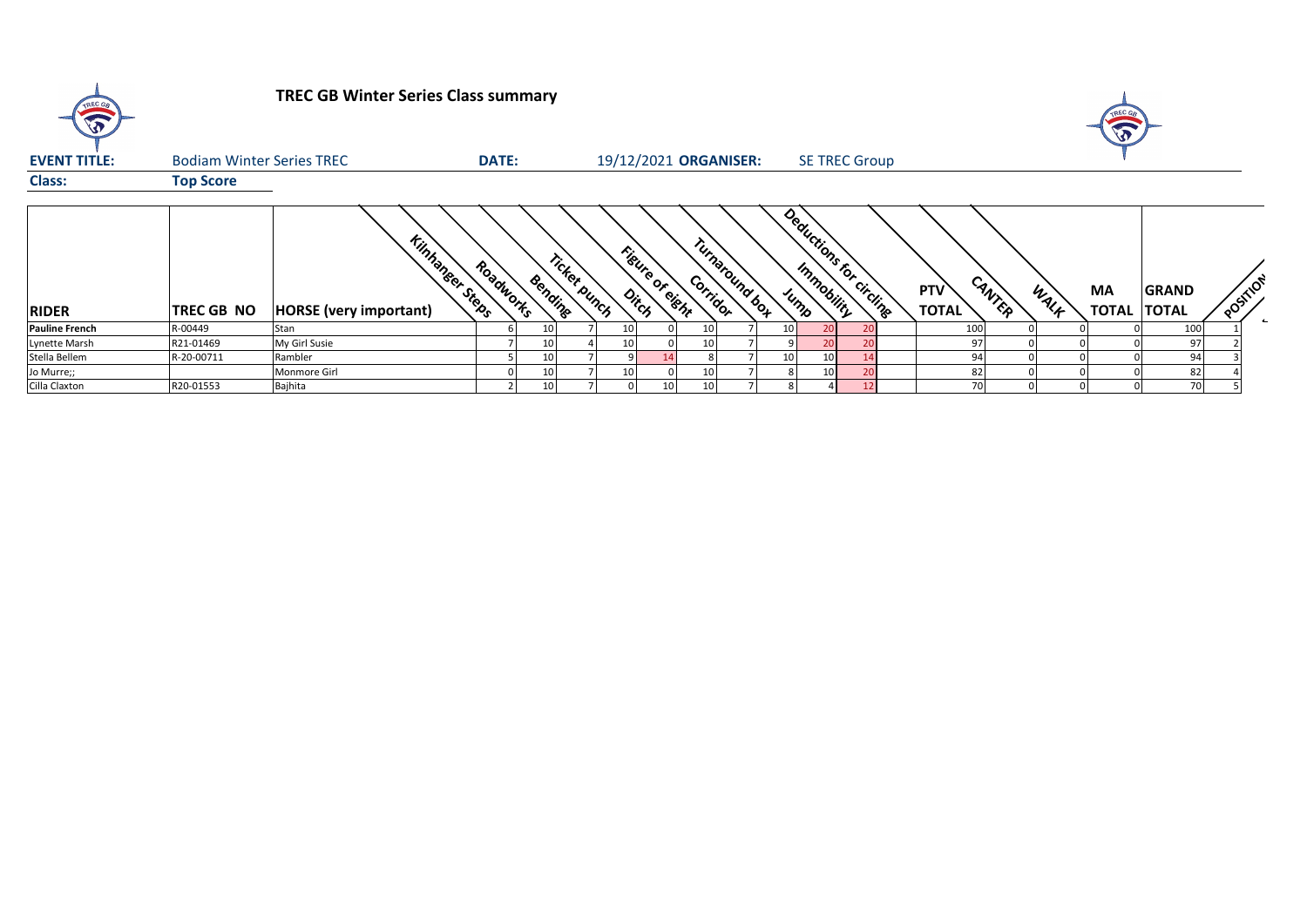# TREC GB Winter Series Class summary

**EVENT TITLE:** Bodiam Winter Series TREC **DATE:** 19/12/2021 **ORGANISER:** SE TREC Group

**Class:** Top Score

| RIDER | TREC GB NO | HORSE (very important) | Kilnhanger Steps | Roadworks | Bending | Ticket punch | Ditch | Figure of eight | Corridor | Turnaround box | Jump | Immobility | Deductions for circling | PTV TOTAL | CANTER | WALK | MA TOTAL | GRAND TOTAL | POSITION |
|---|---|---|---|---|---|---|---|---|---|---|---|---|---|---|---|---|---|---|---|
| **Pauline French** | R-00449 | Stan | 6 | 10 | 7 | 10 | 0 | 10 | 7 | 10 | 20 | 20 | | 100 | 0 | 0 | 0 | 100 | 1 |
| Lynette Marsh | R21-01469 | My Girl Susie | 7 | 10 | 4 | 10 | 0 | 10 | 7 | 9 | 20 | 20 | | 97 | 0 | 0 | 0 | 97 | 2 |
| Stella Bellem | R-20-00711 | Rambler | 5 | 10 | 7 | 9 | 14 | 8 | 7 | 10 | 10 | 14 | | 94 | 0 | 0 | 0 | 94 | 3 |
| Jo Murre;; | | Monmore Girl | 0 | 10 | 7 | 10 | 0 | 10 | 7 | 8 | 10 | 20 | | 82 | 0 | 0 | 0 | 82 | 4 |
| Cilla Claxton | R20-01553 | Bajhita | 2 | 10 | 7 | 0 | 10 | 10 | 7 | 8 | 4 | 12 | | 70 | 0 | 0 | 0 | 70 | 5 |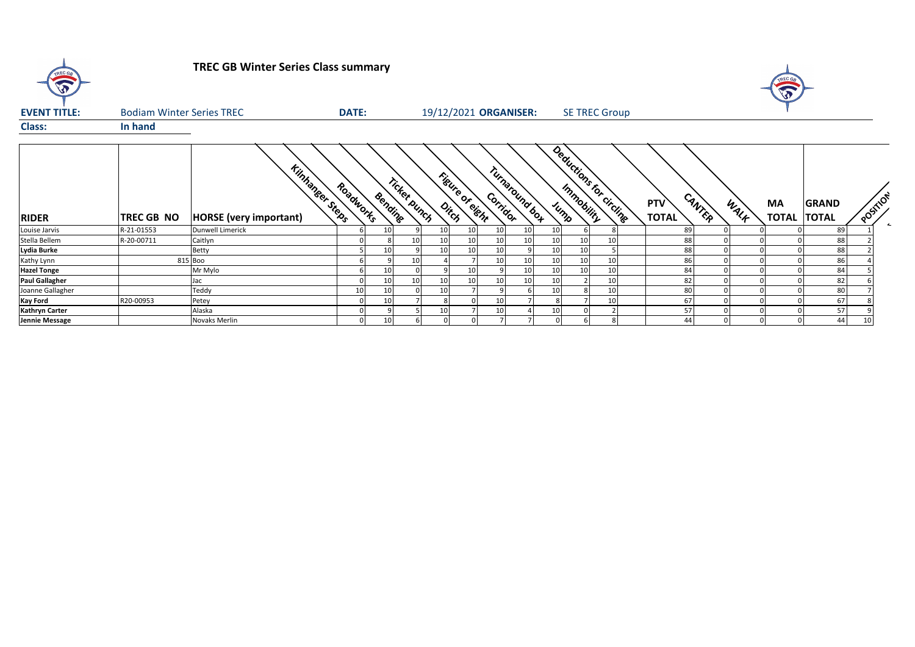# TREC GB Winter Series Class summary

**EVENT TITLE:** Bodiam Winter Series TREC **DATE:** 19/12/2021 **ORGANISER:** SE TREC Group

**Class:** In hand

| RIDER | TREC GB NO | HORSE (very important) | Kilnhanger Steps | Roadworks | Bending | Ticket punch | Ditch | Figure of eight | Corridor | Turnaround box | Jump | Immobility | Deductions for circling | PTV TOTAL | CANTER | WALK | MA TOTAL | GRAND TOTAL | POSITION |
|---|---|---|---|---|---|---|---|---|---|---|---|---|---|---|---|---|---|---|---|
| Louise Jarvis | R-21-01553 | Dunwell Limerick | 6 | 10 | 9 | 10 | 10 | 10 | 10 | 10 | 6 | 8 | | 89 | 0 | 0 | 0 | 89 | 1 |
| Stella Bellem | R-20-00711 | Caitlyn | 0 | 8 | 10 | 10 | 10 | 10 | 10 | 10 | 10 | 10 | | 88 | 0 | 0 | 0 | 88 | 2 |
| **Lydia Burke** | | Betty | 5 | 10 | 9 | 10 | 10 | 10 | 9 | 10 | 10 | 5 | | 88 | 0 | 0 | 0 | 88 | 2 |
| Kathy Lynn | 815 | Boo | 6 | 9 | 10 | 4 | 7 | 10 | 10 | 10 | 10 | 10 | | 86 | 0 | 0 | 0 | 86 | 4 |
| **Hazel Tonge** | | Mr Mylo | 6 | 10 | 0 | 9 | 10 | 9 | 10 | 10 | 10 | 10 | | 84 | 0 | 0 | 0 | 84 | 5 |
| **Paul Gallagher** | | Jac | 0 | 10 | 10 | 10 | 10 | 10 | 10 | 10 | 2 | 10 | | 82 | 0 | 0 | 0 | 82 | 6 |
| Joanne Gallagher | | Teddy | 10 | 10 | 0 | 10 | 7 | 9 | 6 | 10 | 8 | 10 | | 80 | 0 | 0 | 0 | 80 | 7 |
| **Kay Ford** | R20-00953 | Petey | 0 | 10 | 7 | 8 | 0 | 10 | 7 | 8 | 7 | 10 | | 67 | 0 | 0 | 0 | 67 | 8 |
| **Kathryn Carter** | | Alaska | 0 | 9 | 5 | 10 | 7 | 10 | 4 | 10 | 0 | 2 | | 57 | 0 | 0 | 0 | 57 | 9 |
| **Jennie Message** | | Novaks Merlin | 0 | 10 | 6 | 0 | 0 | 7 | 7 | 0 | 6 | 8 | | 44 | 0 | 0 | 0 | 44 | 10 |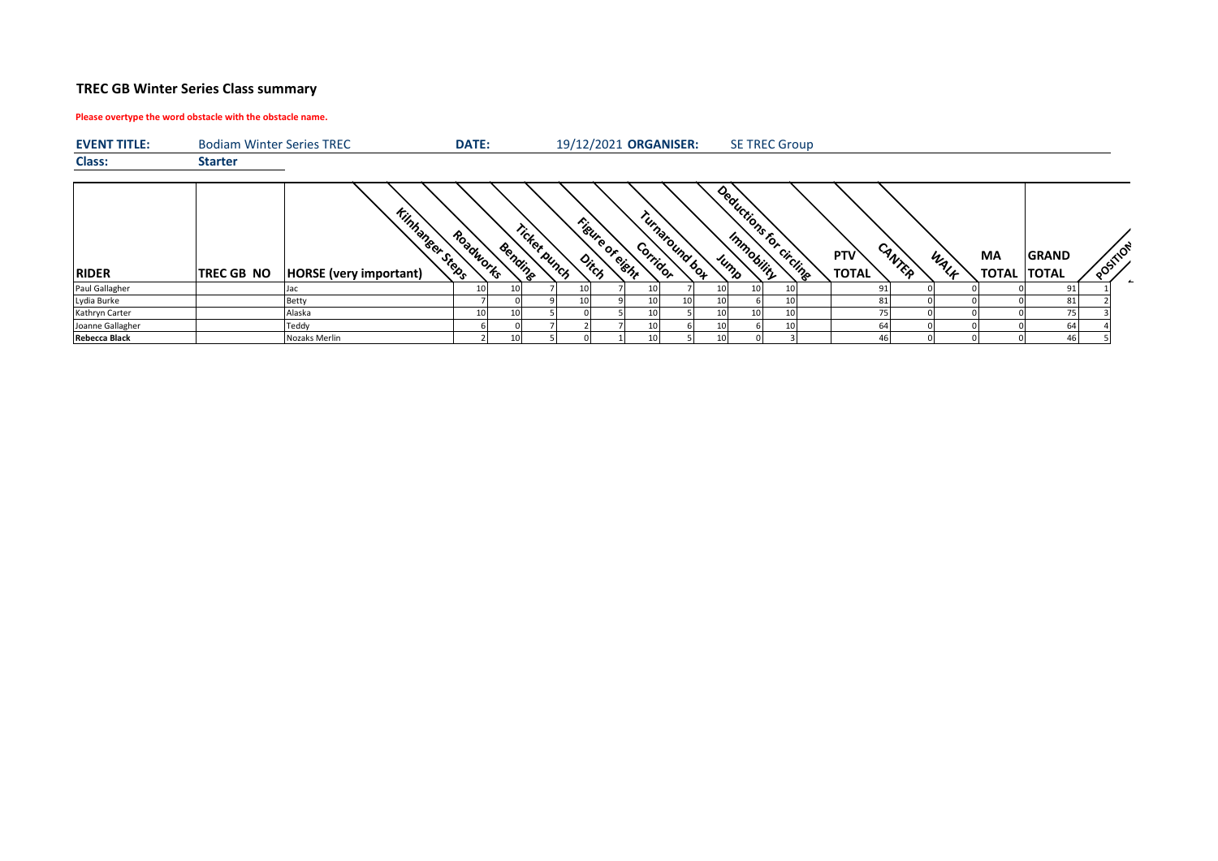## TREC GB Winter Series Class summary

**Please overtype the word obstacle with the obstacle name.**

**EVENT TITLE:** Bodiam Winter Series TREC **DATE:** 19/12/2021 **ORGANISER:** SE TREC Group

**Class:** **Starter**

| RIDER | TREC GB NO | HORSE (very important) | Kilnhanger Steps | Roadworks | Bending | Ticket punch | Ditch | Figure of eight | Corridor | Turnaround box | Jump | Immobility | Deductions for circling | | PTV TOTAL | CANTER | WALK | MA TOTAL | GRAND TOTAL | POSITION |
|---|---|---|---|---|---|---|---|---|---|---|---|---|---|---|---|---|---|---|---|---|
| Paul Gallagher | | Jac | 10 | 10 | 7 | 10 | 7 | 10 | 7 | 10 | 10 | 10 | | | 91 | 0 | 0 | 0 | 91 | 1 |
| Lydia Burke | | Betty | 7 | 0 | 9 | 10 | 9 | 10 | 10 | 10 | 6 | 10 | | | 81 | 0 | 0 | 0 | 81 | 2 |
| Kathryn Carter | | Alaska | 10 | 10 | 5 | 0 | 5 | 10 | 5 | 10 | 10 | 10 | | | 75 | 0 | 0 | 0 | 75 | 3 |
| Joanne Gallagher | | Teddy | 6 | 0 | 7 | 2 | 7 | 10 | 6 | 10 | 6 | 10 | | | 64 | 0 | 0 | 0 | 64 | 4 |
| **Rebecca Black** | | Nozaks Merlin | 2 | 10 | 5 | 0 | 1 | 10 | 5 | 10 | 0 | 3 | | | 46 | 0 | 0 | 0 | 46 | 5 |